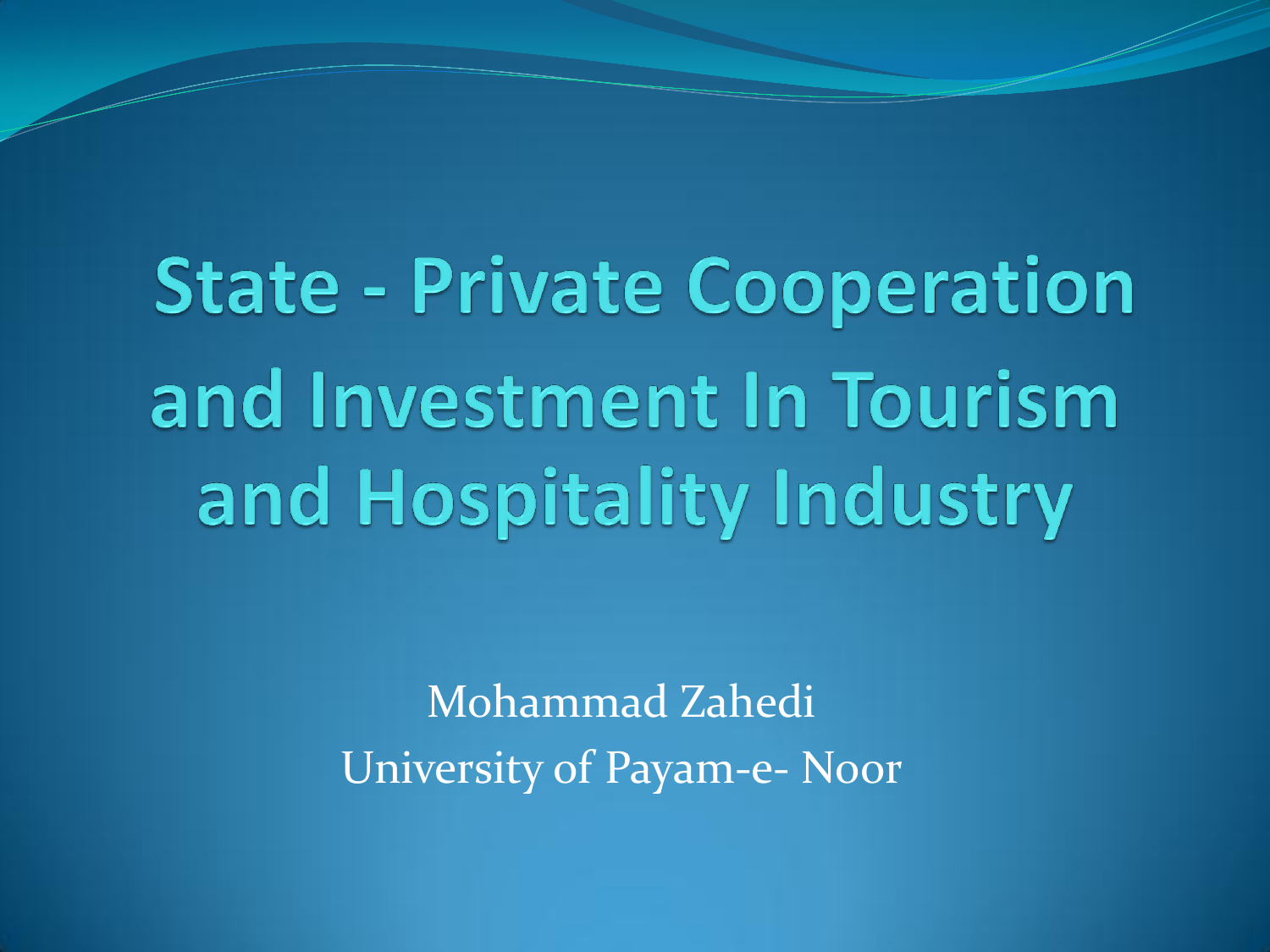# State - Private Cooperation and Investment In Tourism and Hospitality Industry

Mohammad Zahedi
University of Payam-e- Noor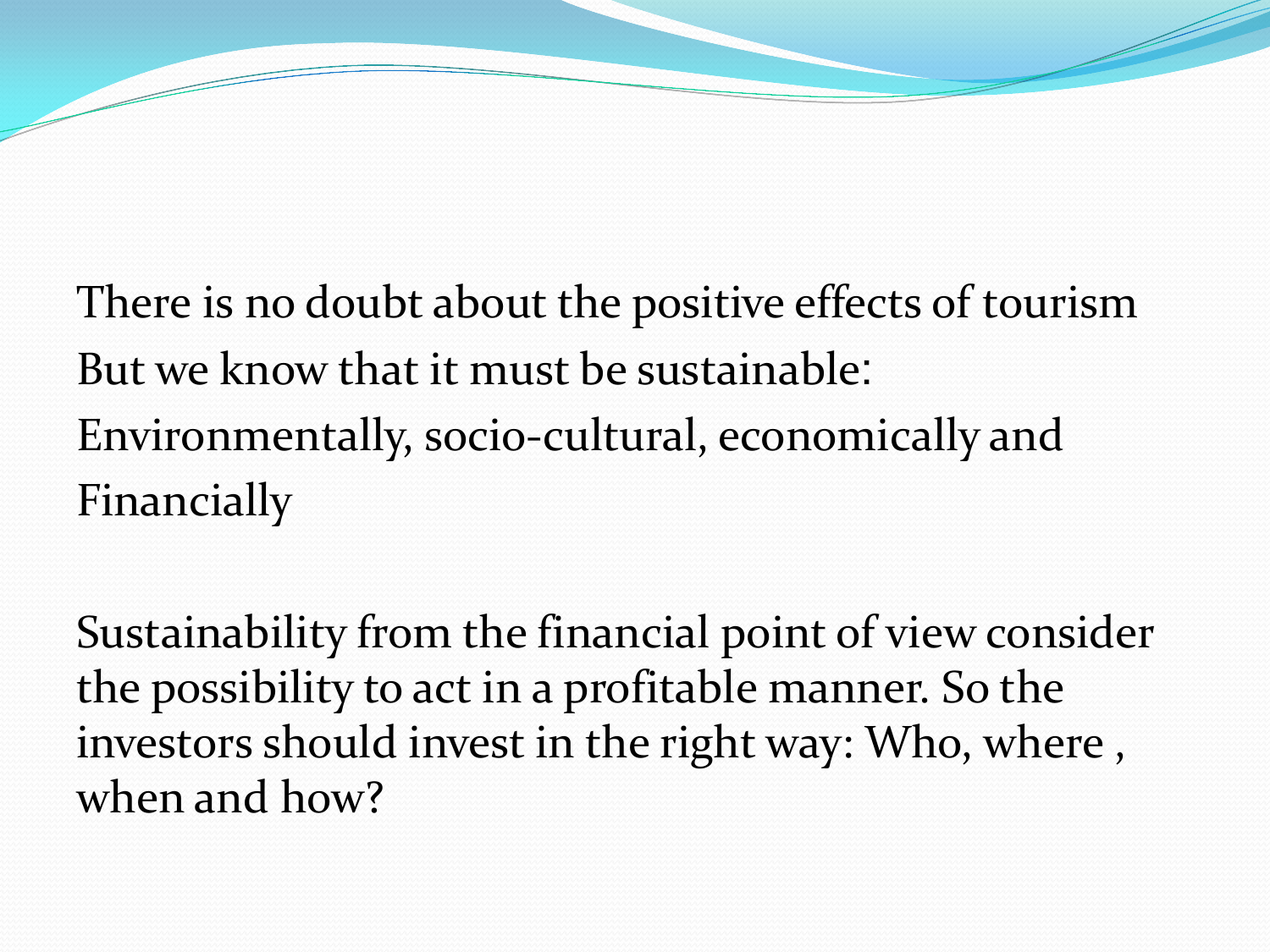There is no doubt about the positive effects of tourism
But we know that it must be sustainable:
Environmentally, socio-cultural, economically and Financially

Sustainability from the financial point of view consider the possibility to act in a profitable manner. So the investors should invest in the right way: Who, where , when and how?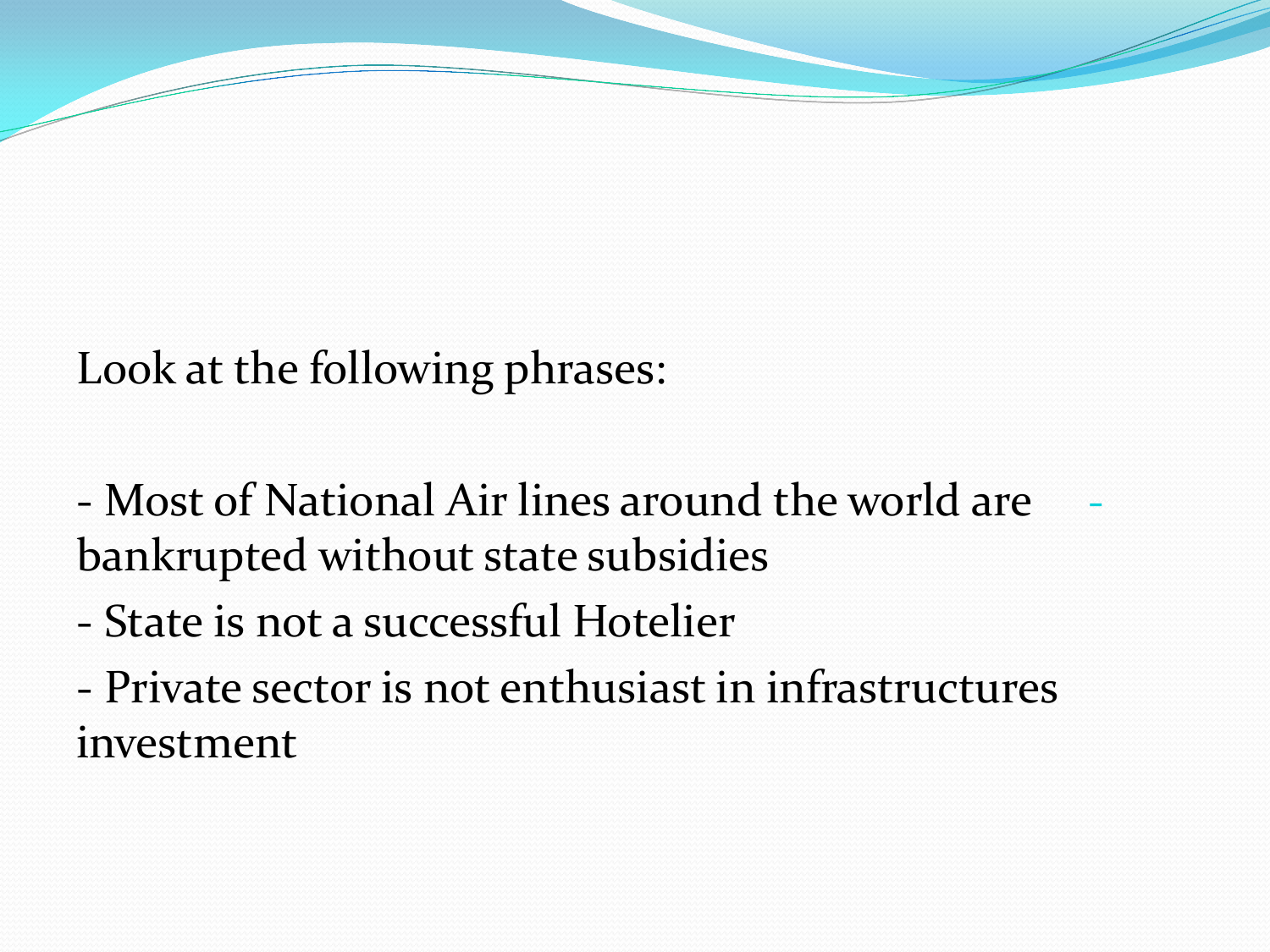Look at the following phrases:

- Most of National Air lines around the world are bankrupted without state subsidies
- State is not a successful Hotelier
- Private sector is not enthusiast in infrastructures investment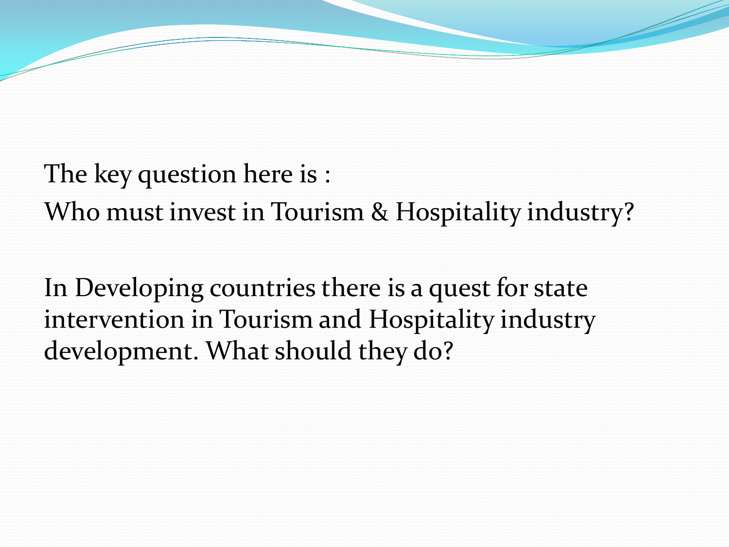The key question here is :

Who must invest in Tourism & Hospitality industry?

In Developing countries there is a quest for state intervention in Tourism and Hospitality industry development. What should they do?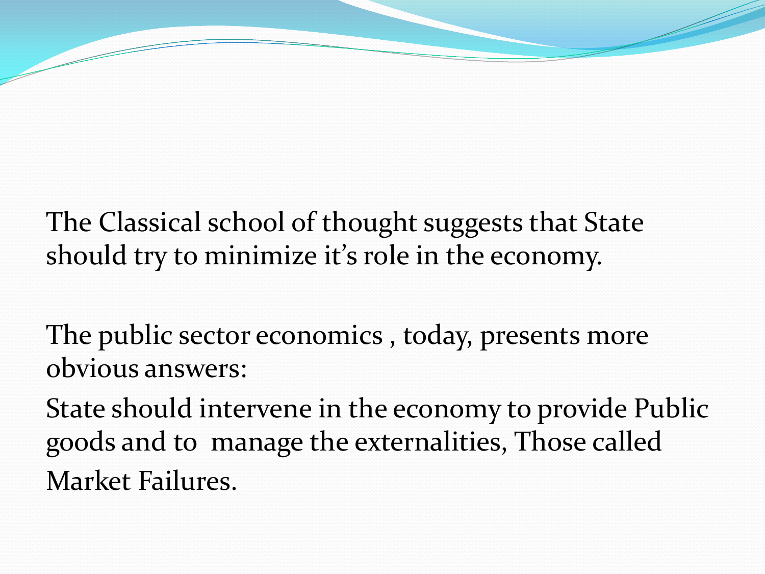The Classical school of thought suggests that State should try to minimize it's role in the economy.

The public sector economics , today, presents more obvious answers:

State should intervene in the economy to provide Public goods and to manage the externalities, Those called Market Failures.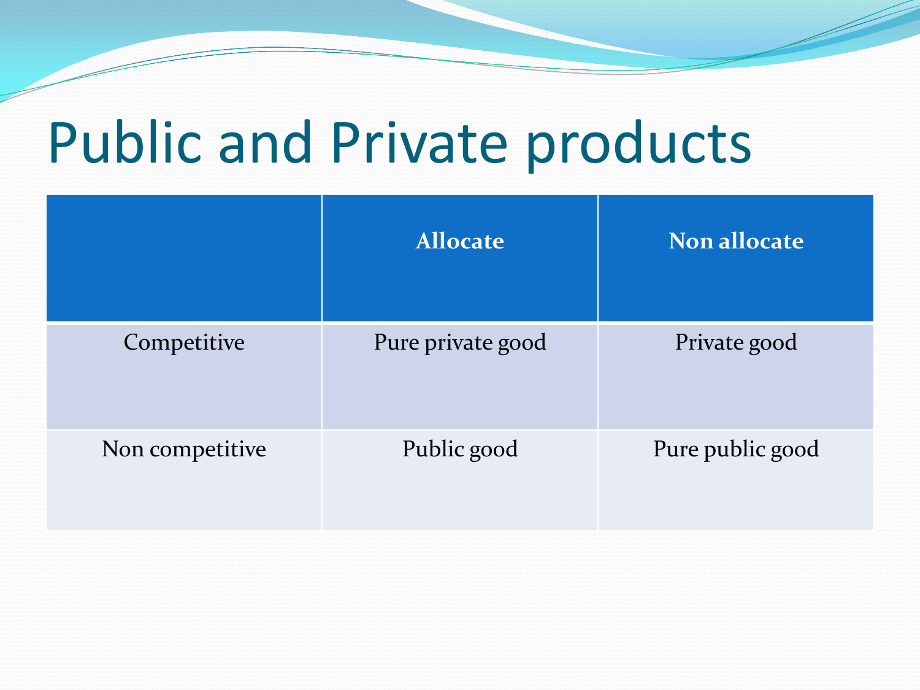# Public and Private products

| | **Allocate** | **Non allocate** |
|---|---|---|
| Competitive | Pure private good | Private good |
| Non competitive | Public good | Pure public good |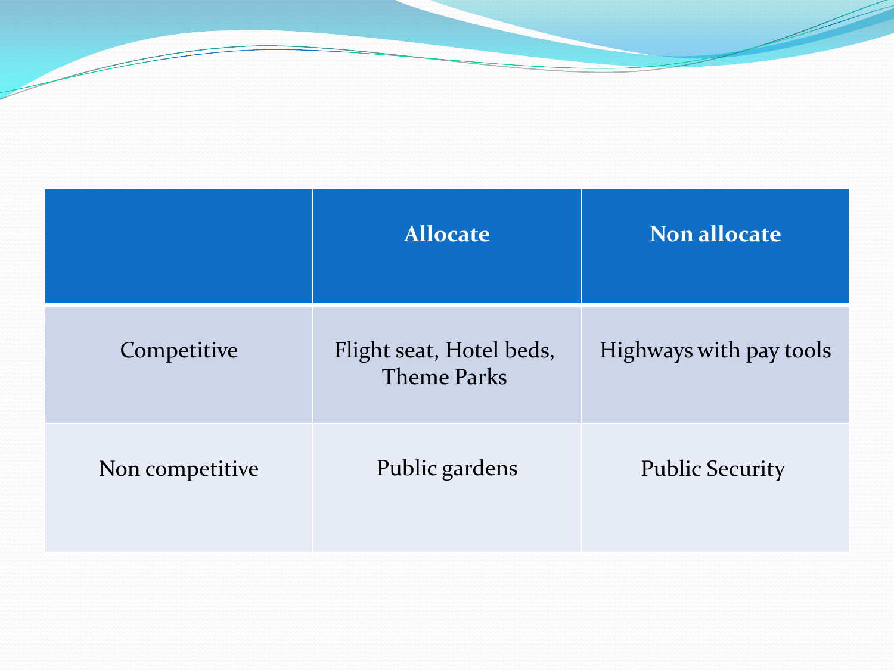| | Allocate | Non allocate |
| --- | --- | --- |
| Competitive | Flight seat, Hotel beds, Theme Parks | Highways with pay tools |
| Non competitive | Public gardens | Public Security |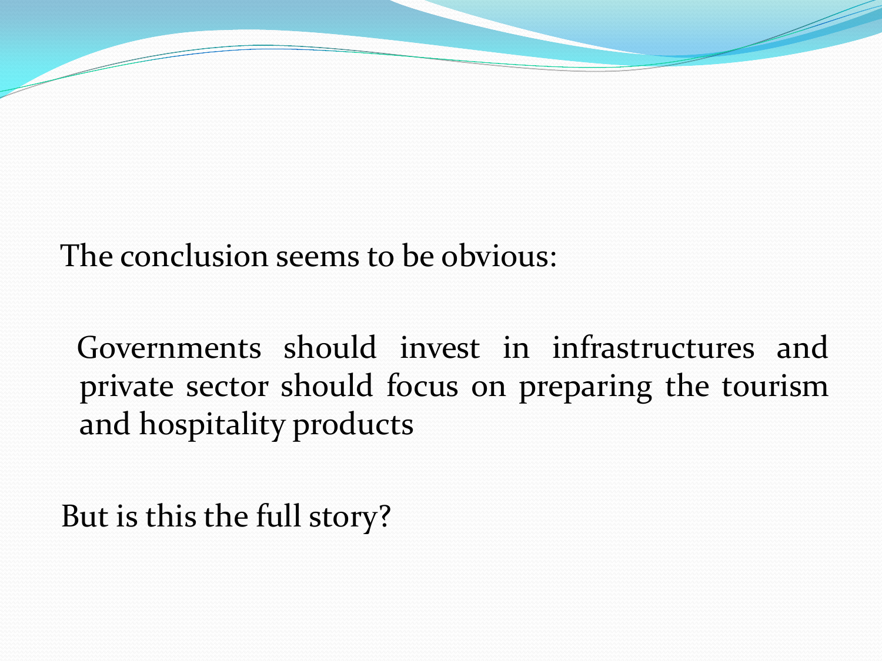The conclusion seems to be obvious:

Governments should invest in infrastructures and private sector should focus on preparing the tourism and hospitality products

But is this the full story?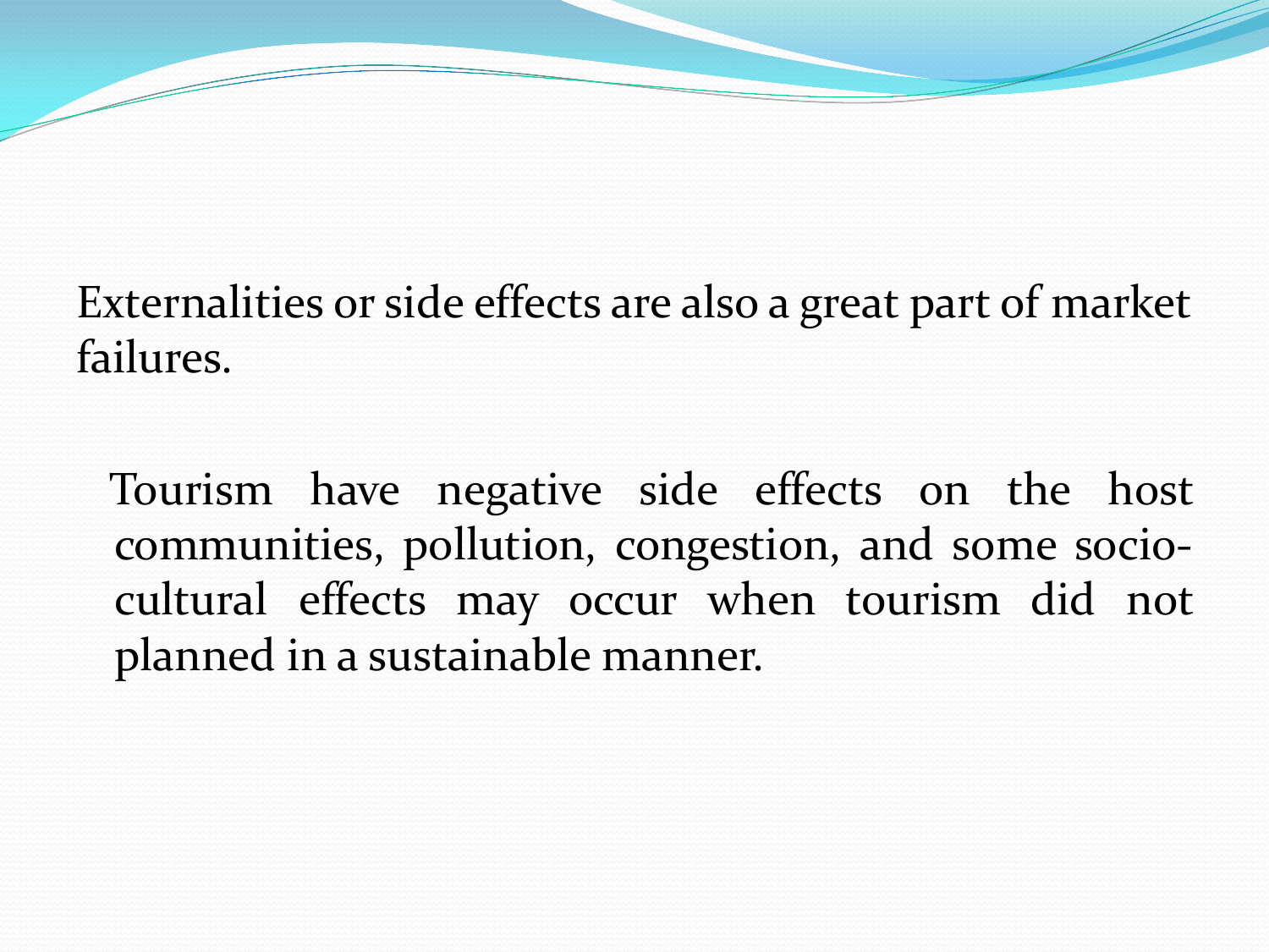Externalities or side effects are also a great part of market failures.

Tourism have negative side effects on the host communities, pollution, congestion, and some socio-cultural effects may occur when tourism did not planned in a sustainable manner.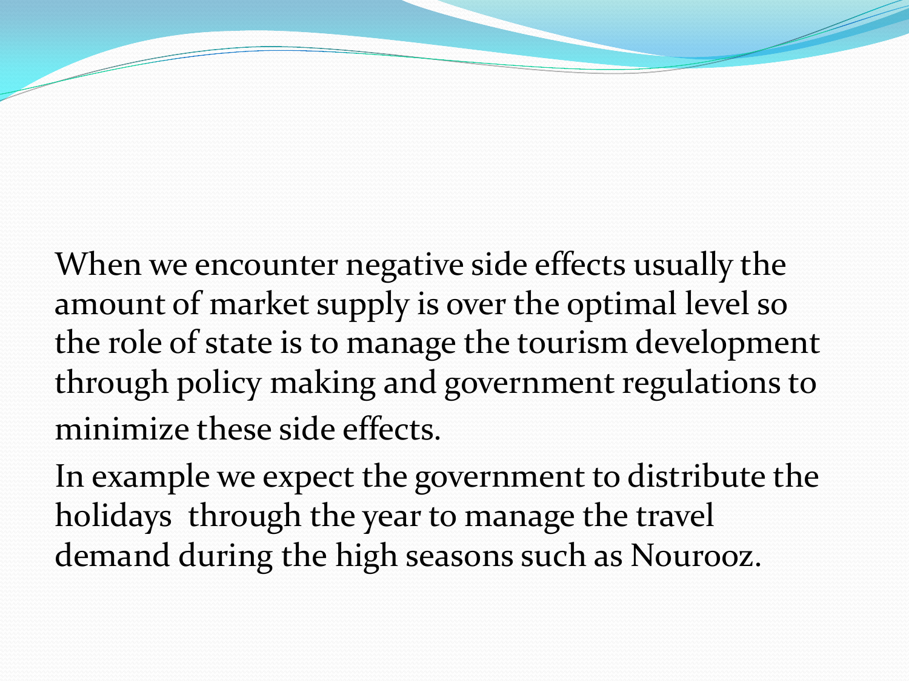When we encounter negative side effects usually the amount of market supply is over the optimal level so the role of state is to manage the tourism development through policy making and government regulations to minimize these side effects.

In example we expect the government to distribute the holidays through the year to manage the travel demand during the high seasons such as Nourooz.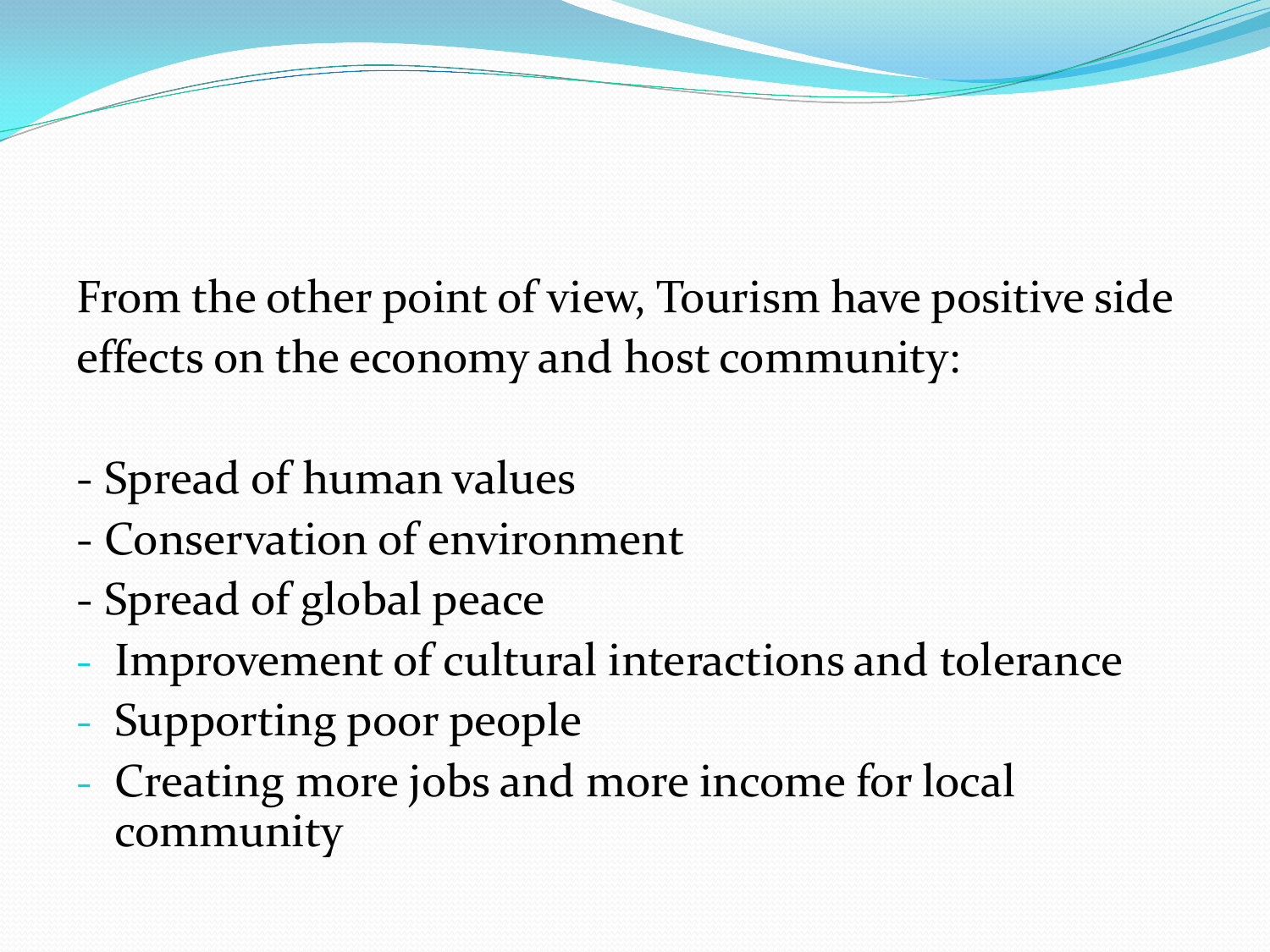From the other point of view, Tourism have positive side effects on the economy and host community:

- Spread of human values
- Conservation of environment
- Spread of global peace
- Improvement of cultural interactions and tolerance
- Supporting poor people
- Creating more jobs and more income for local community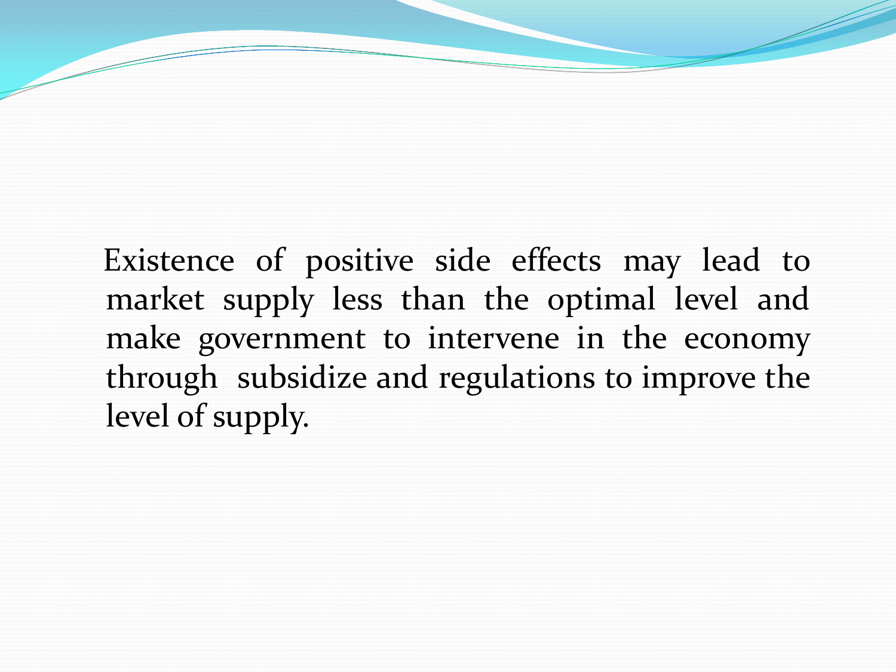Existence of positive side effects may lead to market supply less than the optimal level and make government to intervene in the economy through subsidize and regulations to improve the level of supply.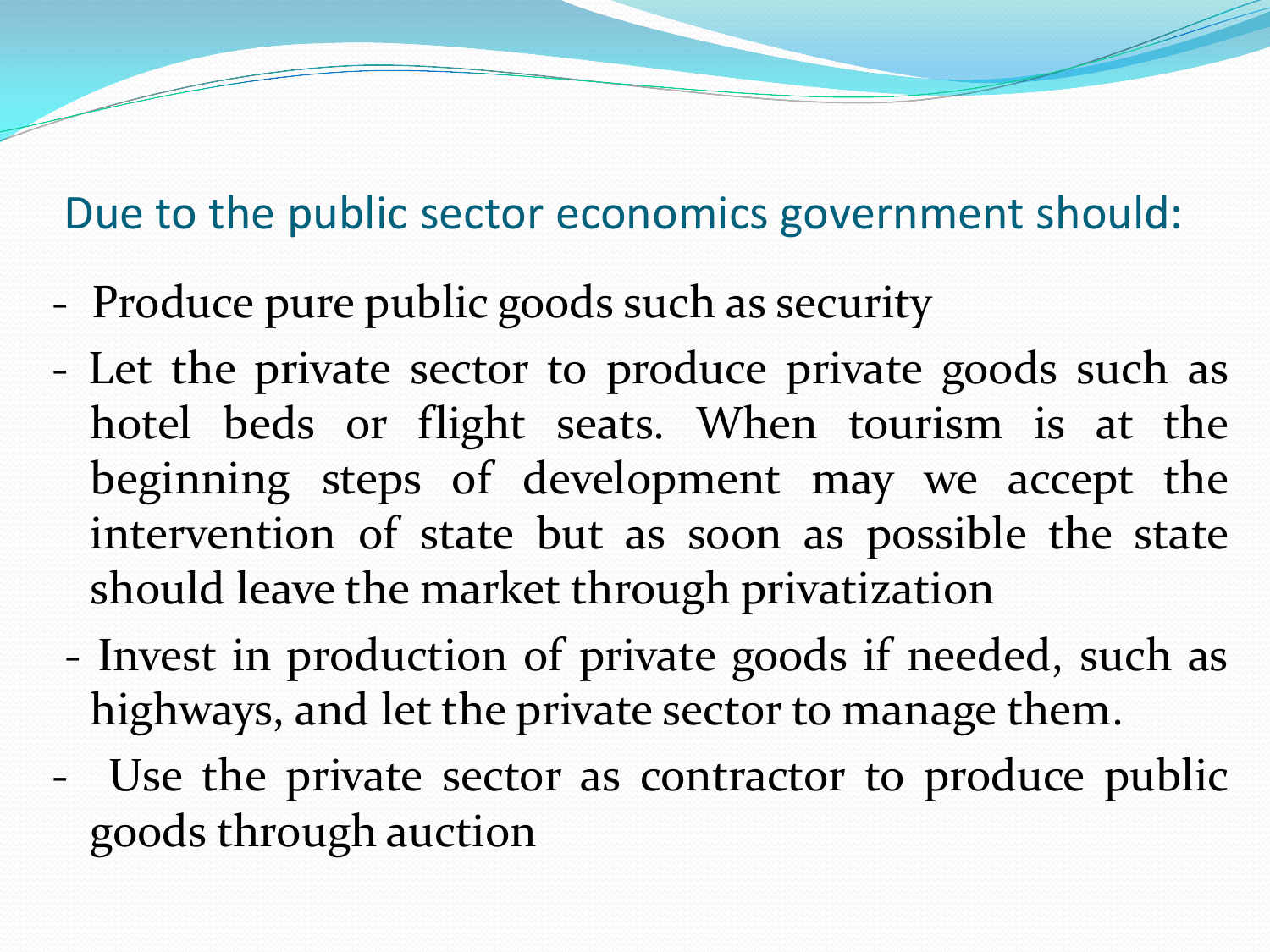## Due to the public sector economics government should:

- Produce pure public goods such as security
- Let the private sector to produce private goods such as hotel beds or flight seats. When tourism is at the beginning steps of development may we accept the intervention of state but as soon as possible the state should leave the market through privatization
- Invest in production of private goods if needed, such as highways, and let the private sector to manage them.
- Use the private sector as contractor to produce public goods through auction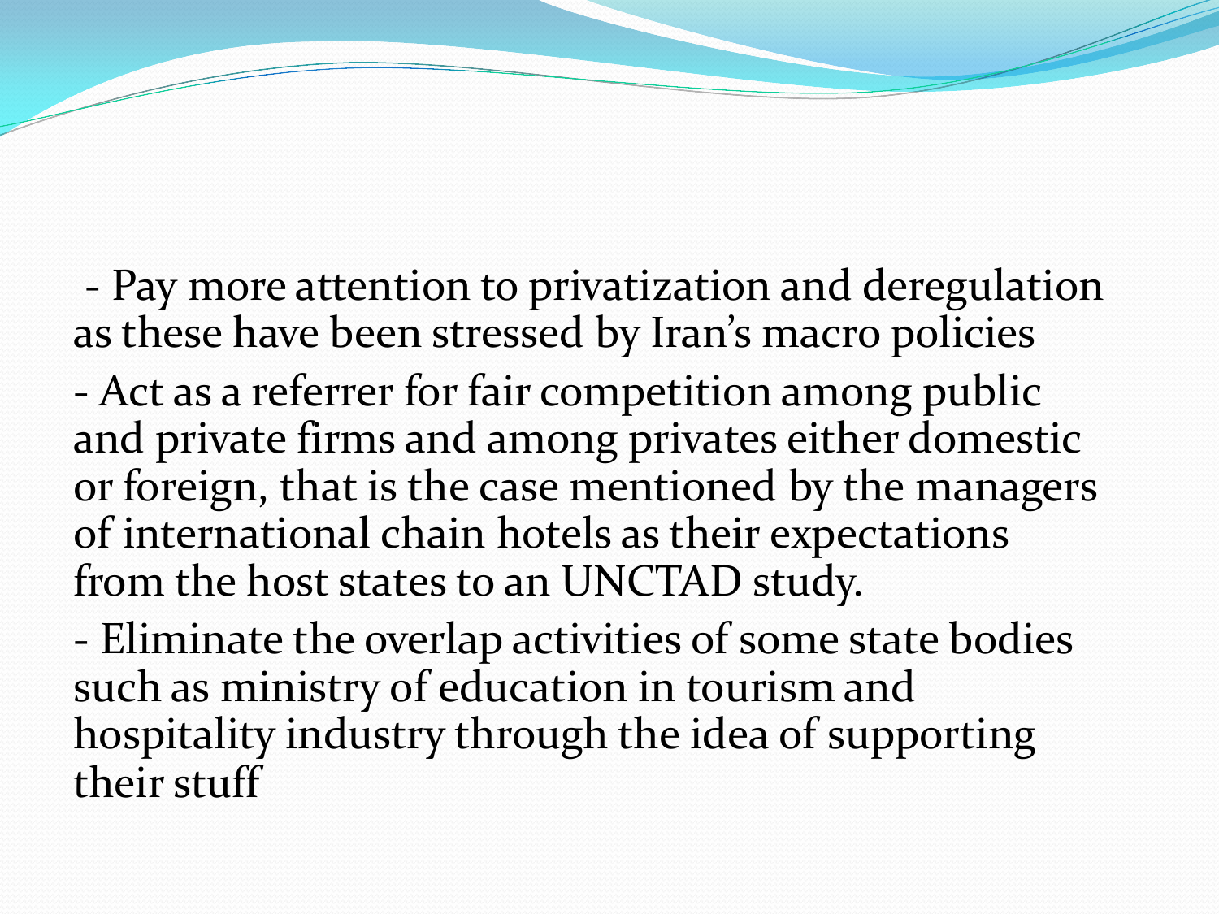- Pay more attention to privatization and deregulation as these have been stressed by Iran's macro policies

- Act as a referrer for fair competition among public and private firms and among privates either domestic or foreign, that is the case mentioned by the managers of international chain hotels as their expectations from the host states to an UNCTAD study.

- Eliminate the overlap activities of some state bodies such as ministry of education in tourism and hospitality industry through the idea of supporting their stuff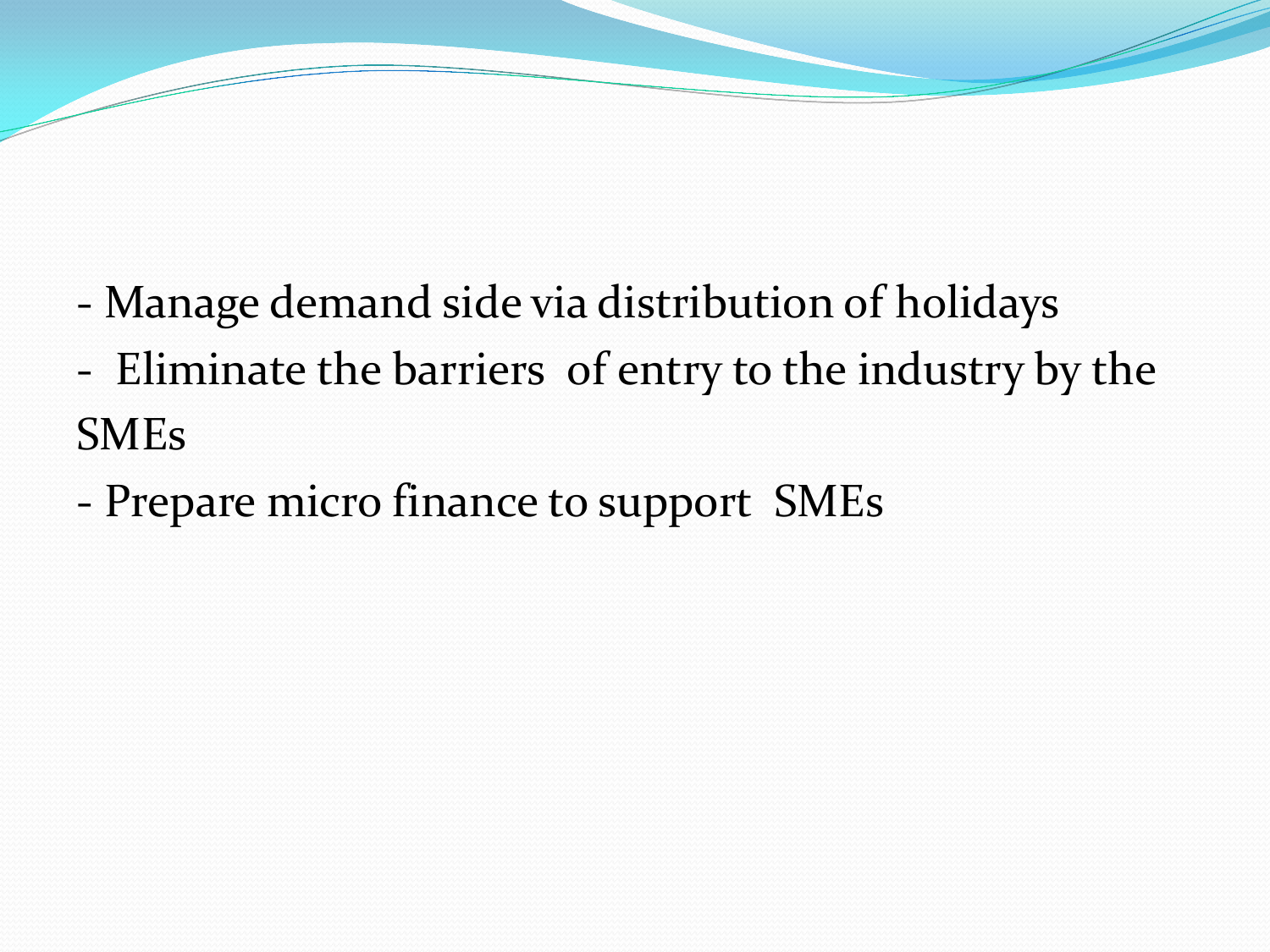- Manage demand side via distribution of holidays
- Eliminate the barriers of entry to the industry by the SMEs
- Prepare micro finance to support SMEs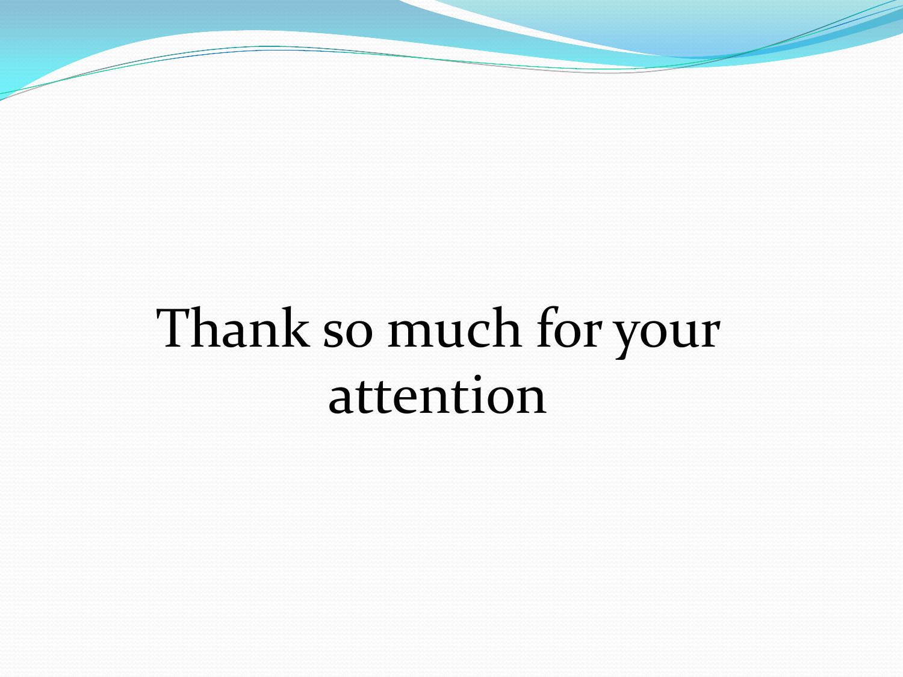Thank so much for your attention